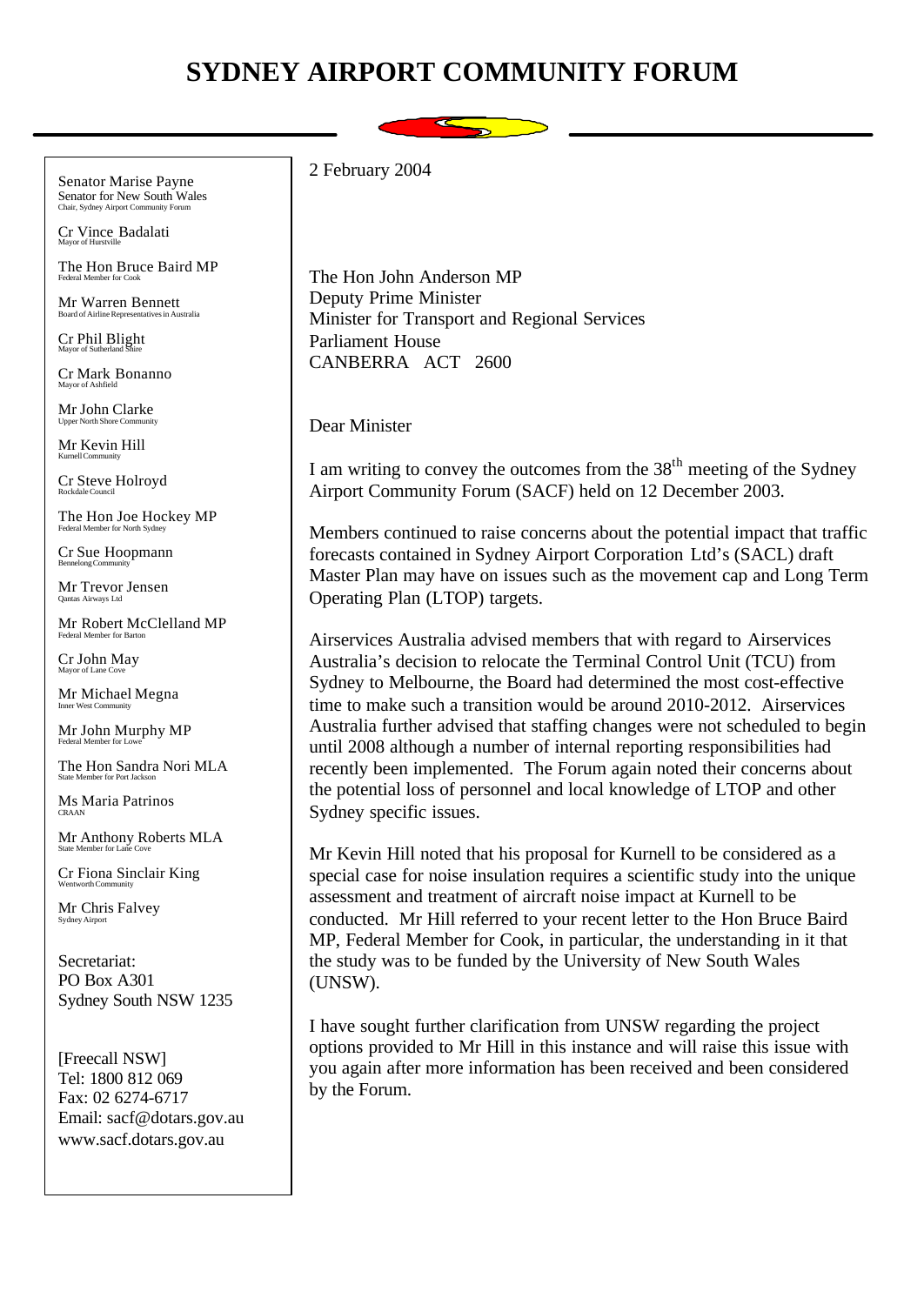# SYDNEY AIRPORT COMMUNITY FORUM

Senator Marise Payne
Senator for New South Wales
Chair, Sydney Airport Community Forum

Cr Vince Badalati
Mayor of Hurstville

The Hon Bruce Baird MP
Federal Member for Cook

Mr Warren Bennett
Board of Airline Representatives in Australia

Cr Phil Blight
Mayor of Sutherland Shire

Cr Mark Bonanno
Mayor of Ashfield

Mr John Clarke
Upper North Shore Community

Mr Kevin Hill
Kurnell Community

Cr Steve Holroyd
Rockdale Council

The Hon Joe Hockey MP
Federal Member for North Sydney

Cr Sue Hoopmann
Bennelong Community

Mr Trevor Jensen
Qantas Airways Ltd

Mr Robert McClelland MP
Federal Member for Barton

Cr John May
Mayor of Lane Cove

Mr Michael Megna
Inner West Community

Mr John Murphy MP
Federal Member for Lowe

The Hon Sandra Nori MLA
State Member for Port Jackson

Ms Maria Patrinos
CRAAN

Mr Anthony Roberts MLA
State Member for Lane Cove

Cr Fiona Sinclair King
Wentworth Community

Mr Chris Falvey
Sydney Airport

Secretariat:
PO Box A301
Sydney South NSW 1235

[Freecall NSW]
Tel: 1800 812 069
Fax: 02 6274-6717
Email: sacf@dotars.gov.au
www.sacf.dotars.gov.au

2 February 2004

The Hon John Anderson MP
Deputy Prime Minister
Minister for Transport and Regional Services
Parliament House
CANBERRA ACT 2600

Dear Minister

I am writing to convey the outcomes from the 38th meeting of the Sydney Airport Community Forum (SACF) held on 12 December 2003.

Members continued to raise concerns about the potential impact that traffic forecasts contained in Sydney Airport Corporation Ltd's (SACL) draft Master Plan may have on issues such as the movement cap and Long Term Operating Plan (LTOP) targets.

Airservices Australia advised members that with regard to Airservices Australia's decision to relocate the Terminal Control Unit (TCU) from Sydney to Melbourne, the Board had determined the most cost-effective time to make such a transition would be around 2010-2012. Airservices Australia further advised that staffing changes were not scheduled to begin until 2008 although a number of internal reporting responsibilities had recently been implemented. The Forum again noted their concerns about the potential loss of personnel and local knowledge of LTOP and other Sydney specific issues.

Mr Kevin Hill noted that his proposal for Kurnell to be considered as a special case for noise insulation requires a scientific study into the unique assessment and treatment of aircraft noise impact at Kurnell to be conducted. Mr Hill referred to your recent letter to the Hon Bruce Baird MP, Federal Member for Cook, in particular, the understanding in it that the study was to be funded by the University of New South Wales (UNSW).

I have sought further clarification from UNSW regarding the project options provided to Mr Hill in this instance and will raise this issue with you again after more information has been received and been considered by the Forum.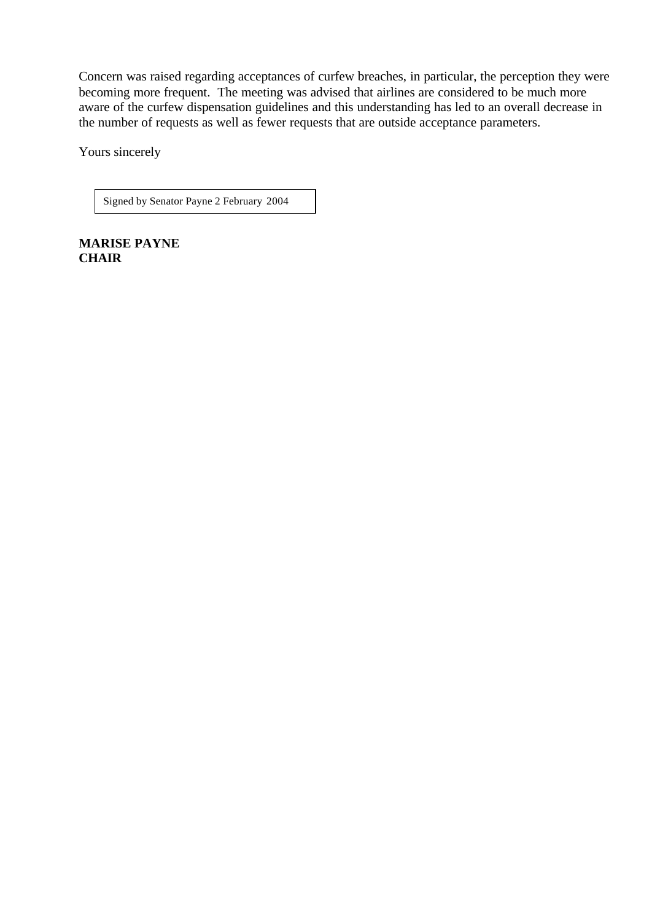Concern was raised regarding acceptances of curfew breaches, in particular, the perception they were becoming more frequent. The meeting was advised that airlines are considered to be much more aware of the curfew dispensation guidelines and this understanding has led to an overall decrease in the number of requests as well as fewer requests that are outside acceptance parameters.

Yours sincerely

Signed by Senator Payne 2 February 2004

**MARISE PAYNE**
**CHAIR**